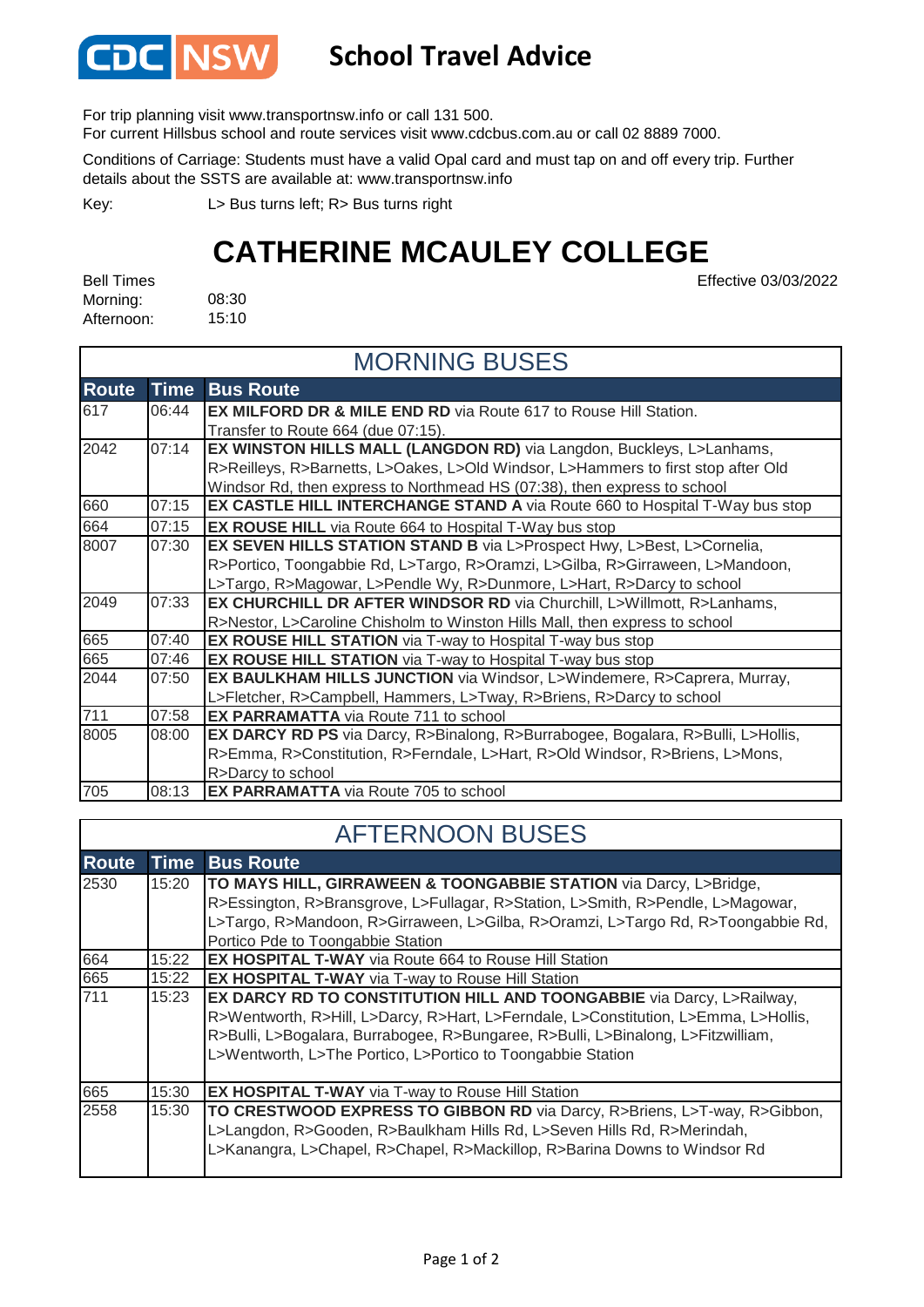# School Travel Advice

For trip planning visit www.transportnsw.info or call 131 500.
For current Hillsbus school and route services visit www.cdcbus.com.au or call 02 8889 7000.

Conditions of Carriage: Students must have a valid Opal card and must tap on and off every trip. Further details about the SSTS are available at: www.transportnsw.info

Key: L> Bus turns left; R> Bus turns right

# CATHERINE MCAULEY COLLEGE

Effective 03/03/2022

Bell Times
Morning: 08:30
Afternoon: 15:10

## MORNING BUSES

| Route | Time | Bus Route |
|---|---|---|
| 617 | 06:44 | **EX MILFORD DR & MILE END RD** via Route 617 to Rouse Hill Station. Transfer to Route 664 (due 07:15). |
| 2042 | 07:14 | **EX WINSTON HILLS MALL (LANGDON RD)** via Langdon, Buckleys, L>Lanhams, R>Reilleys, R>Barnetts, L>Oakes, L>Old Windsor, L>Hammers to first stop after Old Windsor Rd, then express to Northmead HS (07:38), then express to school |
| 660 | 07:15 | **EX CASTLE HILL INTERCHANGE STAND A** via Route 660 to Hospital T-Way bus stop |
| 664 | 07:15 | **EX ROUSE HILL** via Route 664 to Hospital T-Way bus stop |
| 8007 | 07:30 | **EX SEVEN HILLS STATION STAND B** via L>Prospect Hwy, L>Best, L>Cornelia, R>Portico, Toongabbie Rd, L>Targo, R>Oramzi, L>Gilba, R>Girraween, L>Mandoon, L>Targo, R>Magowar, L>Pendle Wy, R>Dunmore, L>Hart, R>Darcy to school |
| 2049 | 07:33 | **EX CHURCHILL DR AFTER WINDSOR RD** via Churchill, L>Willmott, R>Lanhams, R>Nestor, L>Caroline Chisholm to Winston Hills Mall, then express to school |
| 665 | 07:40 | **EX ROUSE HILL STATION** via T-way to Hospital T-way bus stop |
| 665 | 07:46 | **EX ROUSE HILL STATION** via T-way to Hospital T-way bus stop |
| 2044 | 07:50 | **EX BAULKHAM HILLS JUNCTION** via Windsor, L>Windemere, R>Caprera, Murray, L>Fletcher, R>Campbell, Hammers, L>Tway, R>Briens, R>Darcy to school |
| 711 | 07:58 | **EX PARRAMATTA** via Route 711 to school |
| 8005 | 08:00 | **EX DARCY RD PS** via Darcy, R>Binalong, R>Burrabogee, Bogalara, R>Bulli, L>Hollis, R>Emma, R>Constitution, R>Ferndale, L>Hart, R>Old Windsor, R>Briens, L>Mons, R>Darcy to school |
| 705 | 08:13 | **EX PARRAMATTA** via Route 705 to school |

## AFTERNOON BUSES

| Route | Time | Bus Route |
|---|---|---|
| 2530 | 15:20 | **TO MAYS HILL, GIRRAWEEN & TOONGABBIE STATION** via Darcy, L>Bridge, R>Essington, R>Bransgrove, L>Fullagar, R>Station, L>Smith, R>Pendle, L>Magowar, L>Targo, R>Mandoon, R>Girraween, L>Gilba, R>Oramzi, L>Targo Rd, R>Toongabbie Rd, Portico Pde to Toongabbie Station |
| 664 | 15:22 | **EX HOSPITAL T-WAY** via Route 664 to Rouse Hill Station |
| 665 | 15:22 | **EX HOSPITAL T-WAY** via T-way to Rouse Hill Station |
| 711 | 15:23 | **EX DARCY RD TO CONSTITUTION HILL AND TOONGABBIE** via Darcy, L>Railway, R>Wentworth, R>Hill, L>Darcy, R>Hart, L>Ferndale, L>Constitution, L>Emma, L>Hollis, R>Bulli, L>Bogalara, Burrabogee, R>Bungaree, R>Bulli, L>Binalong, L>Fitzwilliam, L>Wentworth, L>The Portico, L>Portico to Toongabbie Station |
| 665 | 15:30 | **EX HOSPITAL T-WAY** via T-way to Rouse Hill Station |
| 2558 | 15:30 | **TO CRESTWOOD EXPRESS TO GIBBON RD** via Darcy, R>Briens, L>T-way, R>Gibbon, L>Langdon, R>Gooden, R>Baulkham Hills Rd, L>Seven Hills Rd, R>Merindah, L>Kanangra, L>Chapel, R>Chapel, R>Mackillop, R>Barina Downs to Windsor Rd |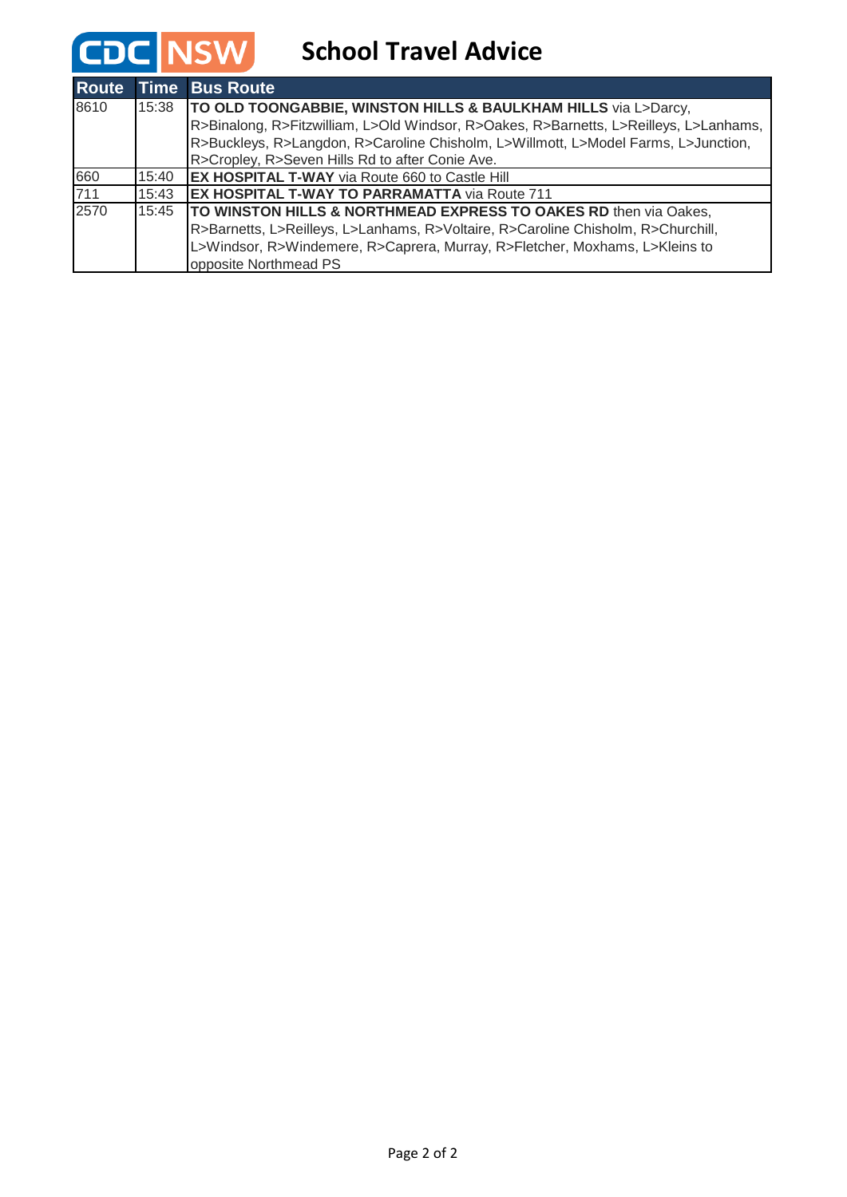# CDC NSW School Travel Advice

| Route | Time | Bus Route |
|---|---|---|
| 8610 | 15:38 | **TO OLD TOONGABBIE, WINSTON HILLS & BAULKHAM HILLS** via L>Darcy, R>Binalong, R>Fitzwilliam, L>Old Windsor, R>Oakes, R>Barnetts, L>Reilleys, L>Lanhams, R>Buckleys, R>Langdon, R>Caroline Chisholm, L>Willmott, L>Model Farms, L>Junction, R>Cropley, R>Seven Hills Rd to after Conie Ave. |
| 660 | 15:40 | **EX HOSPITAL T-WAY** via Route 660 to Castle Hill |
| 711 | 15:43 | **EX HOSPITAL T-WAY TO PARRAMATTA** via Route 711 |
| 2570 | 15:45 | **TO WINSTON HILLS & NORTHMEAD EXPRESS TO OAKES RD** then via Oakes, R>Barnetts, L>Reilleys, L>Lanhams, R>Voltaire, R>Caroline Chisholm, R>Churchill, L>Windsor, R>Windemere, R>Caprera, Murray, R>Fletcher, Moxhams, L>Kleins to opposite Northmead PS |